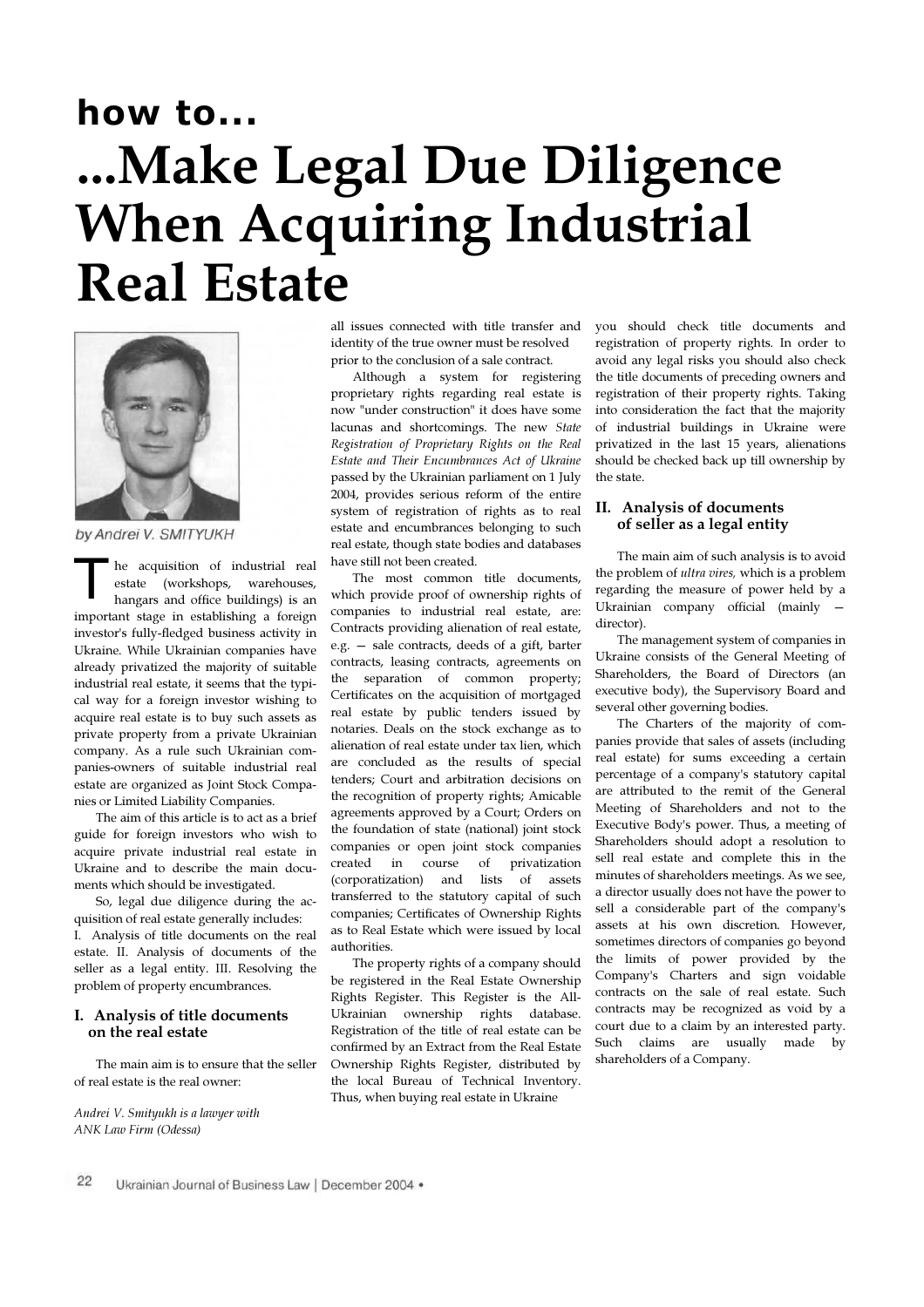# how to...

# ...Make Legal Due Diligence When Acquiring Industrial Real Estate

by Andrei V. SMITYUKH

The acquisition of industrial real estate (workshops, warehouses, hangars and office buildings) is an important stage in establishing a foreign investor's fully-fledged business activity in Ukraine. While Ukrainian companies have already privatized the majority of suitable industrial real estate, it seems that the typical way for a foreign investor wishing to acquire real estate is to buy such assets as private property from a private Ukrainian company. As a rule such Ukrainian companies-owners of suitable industrial real estate are organized as Joint Stock Companies or Limited Liability Companies.

The aim of this article is to act as a brief guide for foreign investors who wish to acquire private industrial real estate in Ukraine and to describe the main documents which should be investigated.

So, legal due diligence during the acquisition of real estate generally includes:
I. Analysis of title documents on the real estate. II. Analysis of documents of the seller as a legal entity. III. Resolving the problem of property encumbrances.

## I. Analysis of title documents on the real estate

The main aim is to ensure that the seller of real estate is the real owner:

*Andrei V. Smityukh is a lawyer with ANK Law Firm (Odessa)*

all issues connected with title transfer and identity of the true owner must be resolved prior to the conclusion of a sale contract.

Although a system for registering proprietary rights regarding real estate is now "under construction" it does have some lacunas and shortcomings. The new *State Registration of Proprietary Rights on the Real Estate and Their Encumbrances Act of Ukraine* passed by the Ukrainian parliament on 1 July 2004, provides serious reform of the entire system of registration of rights as to real estate and encumbrances belonging to such real estate, though state bodies and databases have still not been created.

The most common title documents, which provide proof of ownership rights of companies to industrial real estate, are: Contracts providing alienation of real estate, e.g. — sale contracts, deeds of a gift, barter contracts, leasing contracts, agreements on the separation of common property; Certificates on the acquisition of mortgaged real estate by public tenders issued by notaries. Deals on the stock exchange as to alienation of real estate under tax lien, which are concluded as the results of special tenders; Court and arbitration decisions on the recognition of property rights; Amicable agreements approved by a Court; Orders on the foundation of state (national) joint stock companies or open joint stock companies created in course of privatization (corporatization) and lists of assets transferred to the statutory capital of such companies; Certificates of Ownership Rights as to Real Estate which were issued by local authorities.

The property rights of a company should be registered in the Real Estate Ownership Rights Register. This Register is the All-Ukrainian ownership rights database. Registration of the title of real estate can be confirmed by an Extract from the Real Estate Ownership Rights Register, distributed by the local Bureau of Technical Inventory. Thus, when buying real estate in Ukraine you should check title documents and registration of property rights. In order to avoid any legal risks you should also check the title documents of preceding owners and registration of their property rights. Taking into consideration the fact that the majority of industrial buildings in Ukraine were privatized in the last 15 years, alienations should be checked back up till ownership by the state.

## II. Analysis of documents of seller as a legal entity

The main aim of such analysis is to avoid the problem of *ultra vires,* which is a problem regarding the measure of power held by a Ukrainian company official (mainly — director).

The management system of companies in Ukraine consists of the General Meeting of Shareholders, the Board of Directors (an executive body), the Supervisory Board and several other governing bodies.

The Charters of the majority of companies provide that sales of assets (including real estate) for sums exceeding a certain percentage of a company's statutory capital are attributed to the remit of the General Meeting of Shareholders and not to the Executive Body's power. Thus, a meeting of Shareholders should adopt a resolution to sell real estate and complete this in the minutes of shareholders meetings. As we see, a director usually does not have the power to sell a considerable part of the company's assets at his own discretion. However, sometimes directors of companies go beyond the limits of power provided by the Company's Charters and sign voidable contracts on the sale of real estate. Such contracts may be recognized as void by a court due to a claim by an interested party. Such claims are usually made by shareholders of a Company.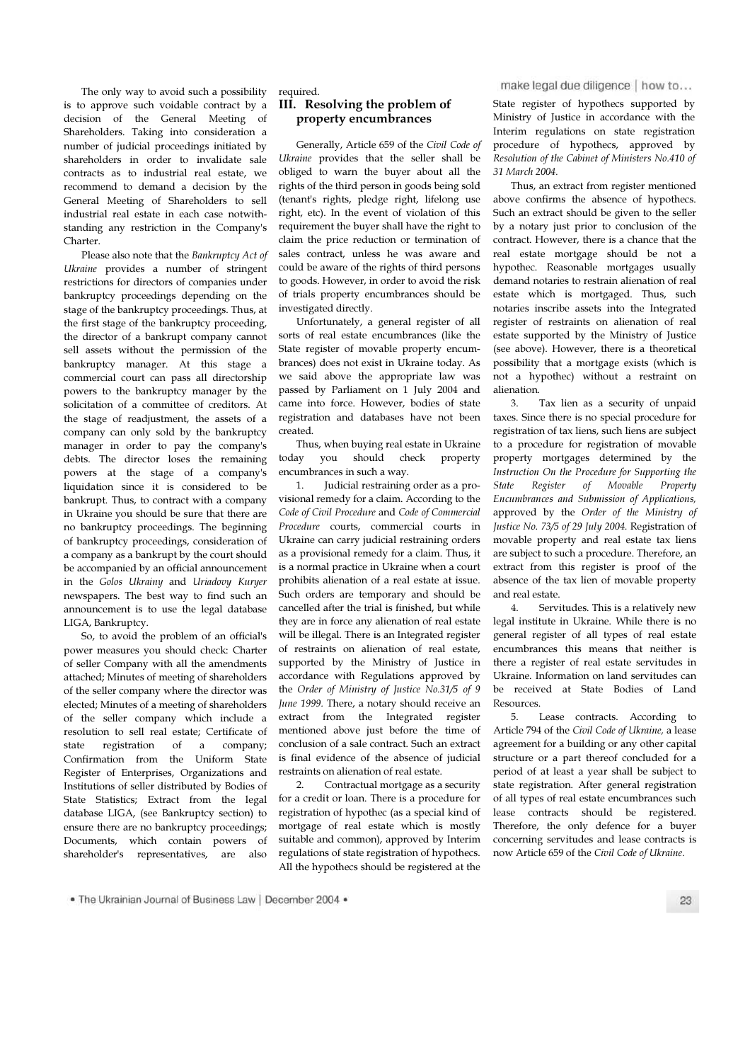The only way to avoid such a possibility is to approve such voidable contract by a decision of the General Meeting of Shareholders. Taking into consideration a number of judicial proceedings initiated by shareholders in order to invalidate sale contracts as to industrial real estate, we recommend to demand a decision by the General Meeting of Shareholders to sell industrial real estate in each case notwithstanding any restriction in the Company's Charter.

Please also note that the *Bankruptcy Act of Ukraine* provides a number of stringent restrictions for directors of companies under bankruptcy proceedings depending on the stage of the bankruptcy proceedings. Thus, at the first stage of the bankruptcy proceeding, the director of a bankrupt company cannot sell assets without the permission of the bankruptcy manager. At this stage a commercial court can pass all directorship powers to the bankruptcy manager by the solicitation of a committee of creditors. At the stage of readjustment, the assets of a company can only sold by the bankruptcy manager in order to pay the company's debts. The director loses the remaining powers at the stage of a company's liquidation since it is considered to be bankrupt. Thus, to contract with a company in Ukraine you should be sure that there are no bankruptcy proceedings. The beginning of bankruptcy proceedings, consideration of a company as a bankrupt by the court should be accompanied by an official announcement in the *Golos Ukrainy* and *Uriadovy Kuryer* newspapers. The best way to find such an announcement is to use the legal database LIGA, Bankruptcy.

So, to avoid the problem of an official's power measures you should check: Charter of seller Company with all the amendments attached; Minutes of meeting of shareholders of the seller company where the director was elected; Minutes of a meeting of shareholders of the seller company which include a resolution to sell real estate; Certificate of state registration of a company; Confirmation from the Uniform State Register of Enterprises, Organizations and Institutions of seller distributed by Bodies of State Statistics; Extract from the legal database LIGA, (see Bankruptcy section) to ensure there are no bankruptcy proceedings; Documents, which contain powers of shareholder's representatives, are also required.

## III. Resolving the problem of property encumbrances

Generally, Article 659 of the *Civil Code of Ukraine* provides that the seller shall be obliged to warn the buyer about all the rights of the third person in goods being sold (tenant's rights, pledge right, lifelong use right, etc). In the event of violation of this requirement the buyer shall have the right to claim the price reduction or termination of sales contract, unless he was aware and could be aware of the rights of third persons to goods. However, in order to avoid the risk of trials property encumbrances should be investigated directly.

Unfortunately, a general register of all sorts of real estate encumbrances (like the State register of movable property encumbrances) does not exist in Ukraine today. As we said above the appropriate law was passed by Parliament on 1 July 2004 and came into force. However, bodies of state registration and databases have not been created.

Thus, when buying real estate in Ukraine today you should check property encumbrances in such a way.

1. Judicial restraining order as a provisional remedy for a claim. According to the *Code of Civil Procedure* and *Code of Commercial Procedure* courts, commercial courts in Ukraine can carry judicial restraining orders as a provisional remedy for a claim. Thus, it is a normal practice in Ukraine when a court prohibits alienation of a real estate at issue. Such orders are temporary and should be cancelled after the trial is finished, but while they are in force any alienation of real estate will be illegal. There is an Integrated register of restraints on alienation of real estate, supported by the Ministry of Justice in accordance with Regulations approved by the *Order of Ministry of Justice No.31/5 of 9 June 1999.* There, a notary should receive an extract from the Integrated register mentioned above just before the time of conclusion of a sale contract. Such an extract is final evidence of the absence of judicial restraints on alienation of real estate.

2. Contractual mortgage as a security for a credit or loan. There is a procedure for registration of hypothec (as a special kind of mortgage of real estate which is mostly suitable and common), approved by Interim regulations of state registration of hypothecs. All the hypothecs should be registered at the State register of hypothecs supported by Ministry of Justice in accordance with the Interim regulations on state registration procedure of hypothecs, approved by *Resolution of the Cabinet of Ministers No.410 of 31 March 2004.*

Thus, an extract from register mentioned above confirms the absence of hypothecs. Such an extract should be given to the seller by a notary just prior to conclusion of the contract. However, there is a chance that the real estate mortgage should be not a hypothec. Reasonable mortgages usually demand notaries to restrain alienation of real estate which is mortgaged. Thus, such notaries inscribe assets into the Integrated register of restraints on alienation of real estate supported by the Ministry of Justice (see above). However, there is a theoretical possibility that a mortgage exists (which is not a hypothec) without a restraint on alienation.

3. Tax lien as a security of unpaid taxes. Since there is no special procedure for registration of tax liens, such liens are subject to a procedure for registration of movable property mortgages determined by the *Instruction On the Procedure for Supporting the State Register of Movable Property Encumbrances and Submission of Applications,* approved by the *Order of the Ministry of Justice No. 73/5 of 29 July 2004.* Registration of movable property and real estate tax liens are subject to such a procedure. Therefore, an extract from this register is proof of the absence of the tax lien of movable property and real estate.

4. Servitudes. This is a relatively new legal institute in Ukraine. While there is no general register of all types of real estate encumbrances this means that neither is there a register of real estate servitudes in Ukraine. Information on land servitudes can be received at State Bodies of Land Resources.

5. Lease contracts. According to Article 794 of the *Civil Code of Ukraine,* a lease agreement for a building or any other capital structure or a part thereof concluded for a period of at least a year shall be subject to state registration. After general registration of all types of real estate encumbrances such lease contracts should be registered. Therefore, the only defence for a buyer concerning servitudes and lease contracts is now Article 659 of the *Civil Code of Ukraine.*